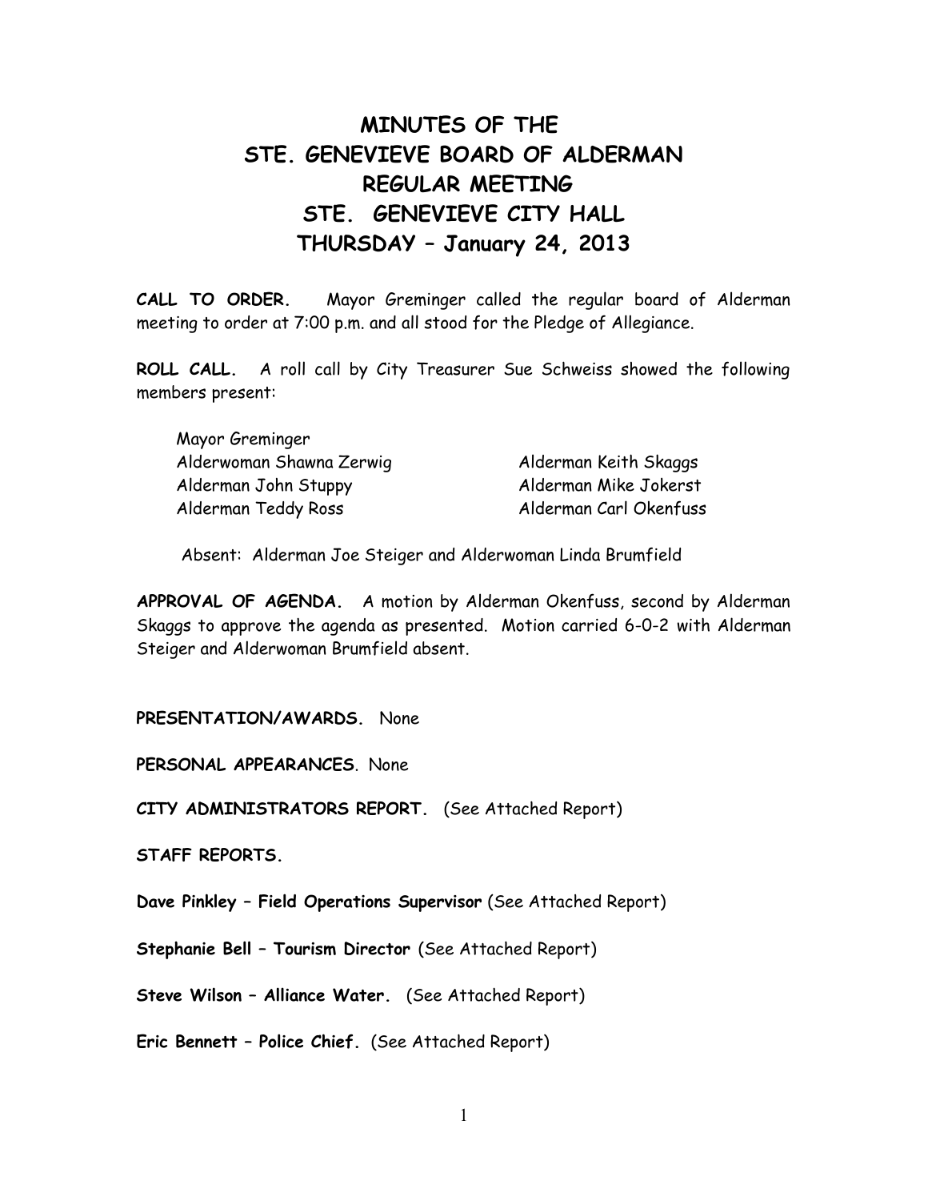# MINUTES OF THE
# STE. GENEVIEVE BOARD OF ALDERMAN
# REGULAR MEETING
# STE. GENEVIEVE CITY HALL
# THURSDAY – January 24, 2013

**CALL TO ORDER.** Mayor Greminger called the regular board of Alderman meeting to order at 7:00 p.m. and all stood for the Pledge of Allegiance.

**ROLL CALL.** A roll call by City Treasurer Sue Schweiss showed the following members present:

Mayor Greminger
Alderwoman Shawna Zerwig
Alderman Keith Skaggs
Alderman John Stuppy
Alderman Mike Jokerst
Alderman Teddy Ross
Alderman Carl Okenfuss

Absent: Alderman Joe Steiger and Alderwoman Linda Brumfield

**APPROVAL OF AGENDA.** A motion by Alderman Okenfuss, second by Alderman Skaggs to approve the agenda as presented. Motion carried 6-0-2 with Alderman Steiger and Alderwoman Brumfield absent.

**PRESENTATION/AWARDS.** None

**PERSONAL APPEARANCES**. None

**CITY ADMINISTRATORS REPORT.** (See Attached Report)

**STAFF REPORTS.**

**Dave Pinkley – Field Operations Supervisor** (See Attached Report)

**Stephanie Bell – Tourism Director** (See Attached Report)

**Steve Wilson – Alliance Water.** (See Attached Report)

**Eric Bennett – Police Chief.** (See Attached Report)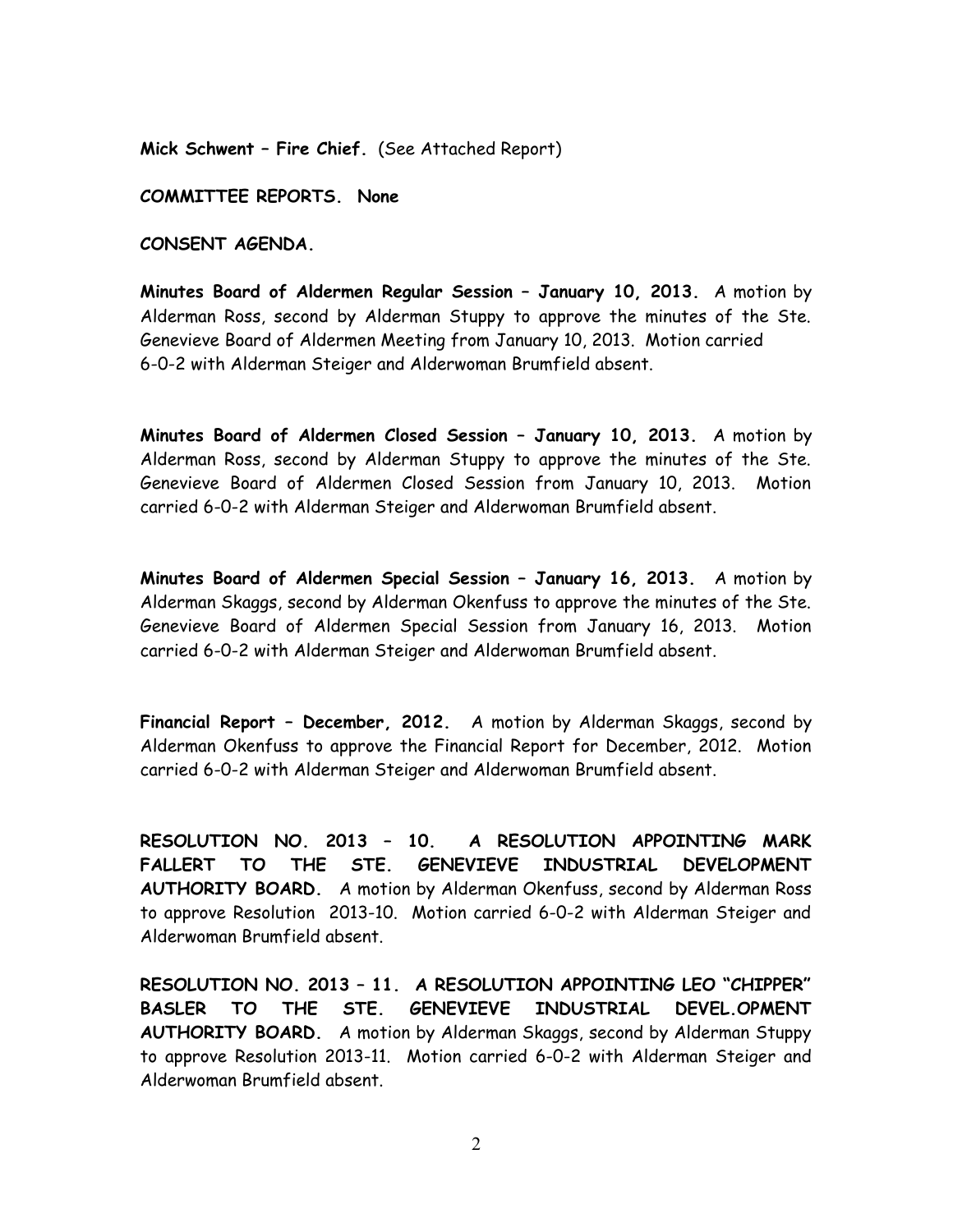**Mick Schwent – Fire Chief.** (See Attached Report)

**COMMITTEE REPORTS. None**

**CONSENT AGENDA.**

**Minutes Board of Aldermen Regular Session – January 10, 2013.** A motion by Alderman Ross, second by Alderman Stuppy to approve the minutes of the Ste. Genevieve Board of Aldermen Meeting from January 10, 2013. Motion carried 6-0-2 with Alderman Steiger and Alderwoman Brumfield absent.

**Minutes Board of Aldermen Closed Session – January 10, 2013.** A motion by Alderman Ross, second by Alderman Stuppy to approve the minutes of the Ste. Genevieve Board of Aldermen Closed Session from January 10, 2013. Motion carried 6-0-2 with Alderman Steiger and Alderwoman Brumfield absent.

**Minutes Board of Aldermen Special Session – January 16, 2013.** A motion by Alderman Skaggs, second by Alderman Okenfuss to approve the minutes of the Ste. Genevieve Board of Aldermen Special Session from January 16, 2013. Motion carried 6-0-2 with Alderman Steiger and Alderwoman Brumfield absent.

**Financial Report – December, 2012.** A motion by Alderman Skaggs, second by Alderman Okenfuss to approve the Financial Report for December, 2012. Motion carried 6-0-2 with Alderman Steiger and Alderwoman Brumfield absent.

**RESOLUTION NO. 2013 – 10. A RESOLUTION APPOINTING MARK FALLERT TO THE STE. GENEVIEVE INDUSTRIAL DEVELOPMENT AUTHORITY BOARD.** A motion by Alderman Okenfuss, second by Alderman Ross to approve Resolution 2013-10. Motion carried 6-0-2 with Alderman Steiger and Alderwoman Brumfield absent.

**RESOLUTION NO. 2013 – 11. A RESOLUTION APPOINTING LEO "CHIPPER" BASLER TO THE STE. GENEVIEVE INDUSTRIAL DEVEL.OPMENT AUTHORITY BOARD.** A motion by Alderman Skaggs, second by Alderman Stuppy to approve Resolution 2013-11. Motion carried 6-0-2 with Alderman Steiger and Alderwoman Brumfield absent.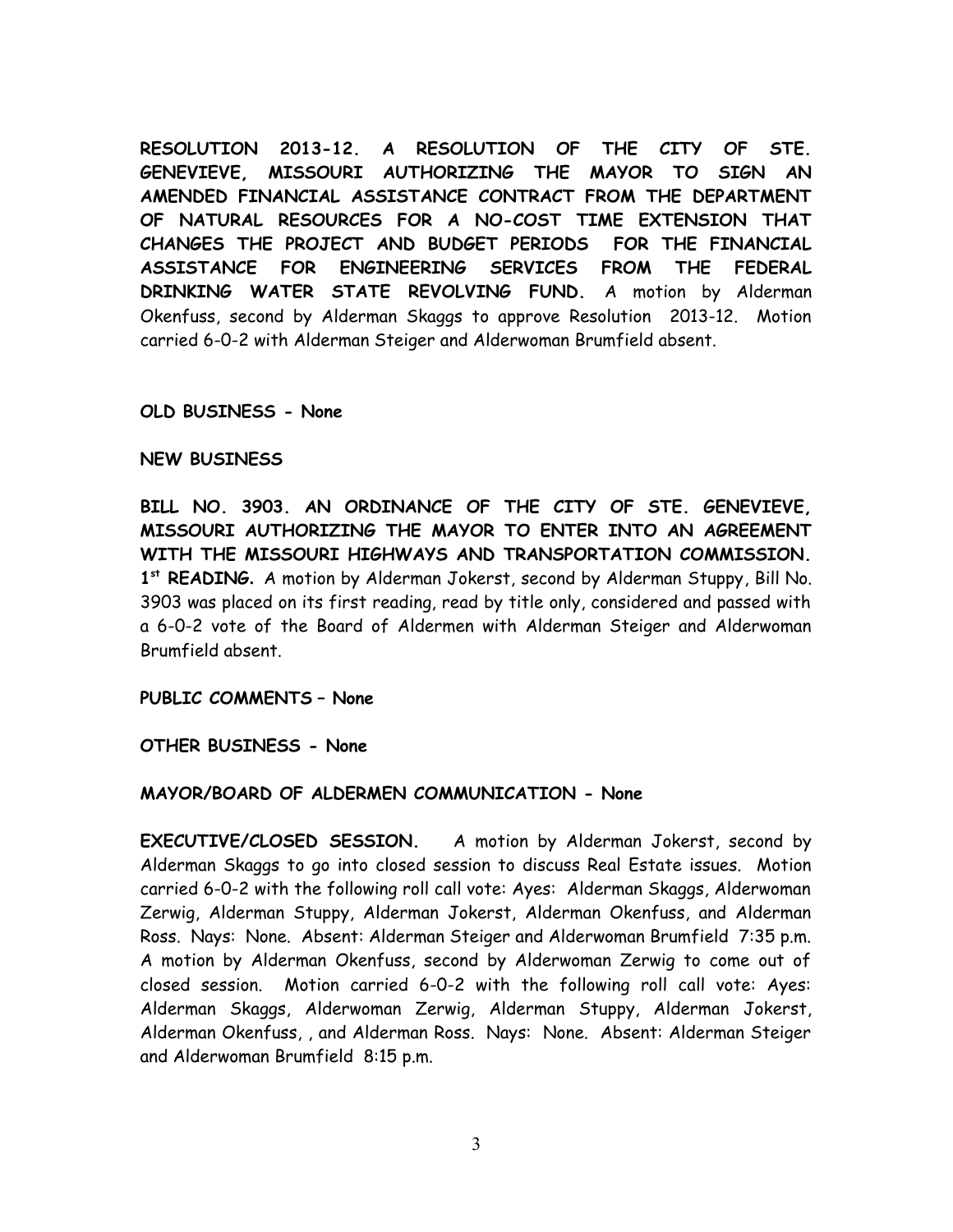**RESOLUTION 2013-12. A RESOLUTION OF THE CITY OF STE. GENEVIEVE, MISSOURI AUTHORIZING THE MAYOR TO SIGN AN AMENDED FINANCIAL ASSISTANCE CONTRACT FROM THE DEPARTMENT OF NATURAL RESOURCES FOR A NO-COST TIME EXTENSION THAT CHANGES THE PROJECT AND BUDGET PERIODS FOR THE FINANCIAL ASSISTANCE FOR ENGINEERING SERVICES FROM THE FEDERAL DRINKING WATER STATE REVOLVING FUND.** A motion by Alderman Okenfuss, second by Alderman Skaggs to approve Resolution 2013-12. Motion carried 6-0-2 with Alderman Steiger and Alderwoman Brumfield absent.

**OLD BUSINESS - None**

**NEW BUSINESS**

**BILL NO. 3903. AN ORDINANCE OF THE CITY OF STE. GENEVIEVE, MISSOURI AUTHORIZING THE MAYOR TO ENTER INTO AN AGREEMENT WITH THE MISSOURI HIGHWAYS AND TRANSPORTATION COMMISSION. 1st READING.** A motion by Alderman Jokerst, second by Alderman Stuppy, Bill No. 3903 was placed on its first reading, read by title only, considered and passed with a 6-0-2 vote of the Board of Aldermen with Alderman Steiger and Alderwoman Brumfield absent.

**PUBLIC COMMENTS – None**

**OTHER BUSINESS - None**

**MAYOR/BOARD OF ALDERMEN COMMUNICATION - None**

**EXECUTIVE/CLOSED SESSION.** A motion by Alderman Jokerst, second by Alderman Skaggs to go into closed session to discuss Real Estate issues. Motion carried 6-0-2 with the following roll call vote: Ayes: Alderman Skaggs, Alderwoman Zerwig, Alderman Stuppy, Alderman Jokerst, Alderman Okenfuss, and Alderman Ross. Nays: None. Absent: Alderman Steiger and Alderwoman Brumfield 7:35 p.m. A motion by Alderman Okenfuss, second by Alderwoman Zerwig to come out of closed session. Motion carried 6-0-2 with the following roll call vote: Ayes: Alderman Skaggs, Alderwoman Zerwig, Alderman Stuppy, Alderman Jokerst, Alderman Okenfuss, , and Alderman Ross. Nays: None. Absent: Alderman Steiger and Alderwoman Brumfield 8:15 p.m.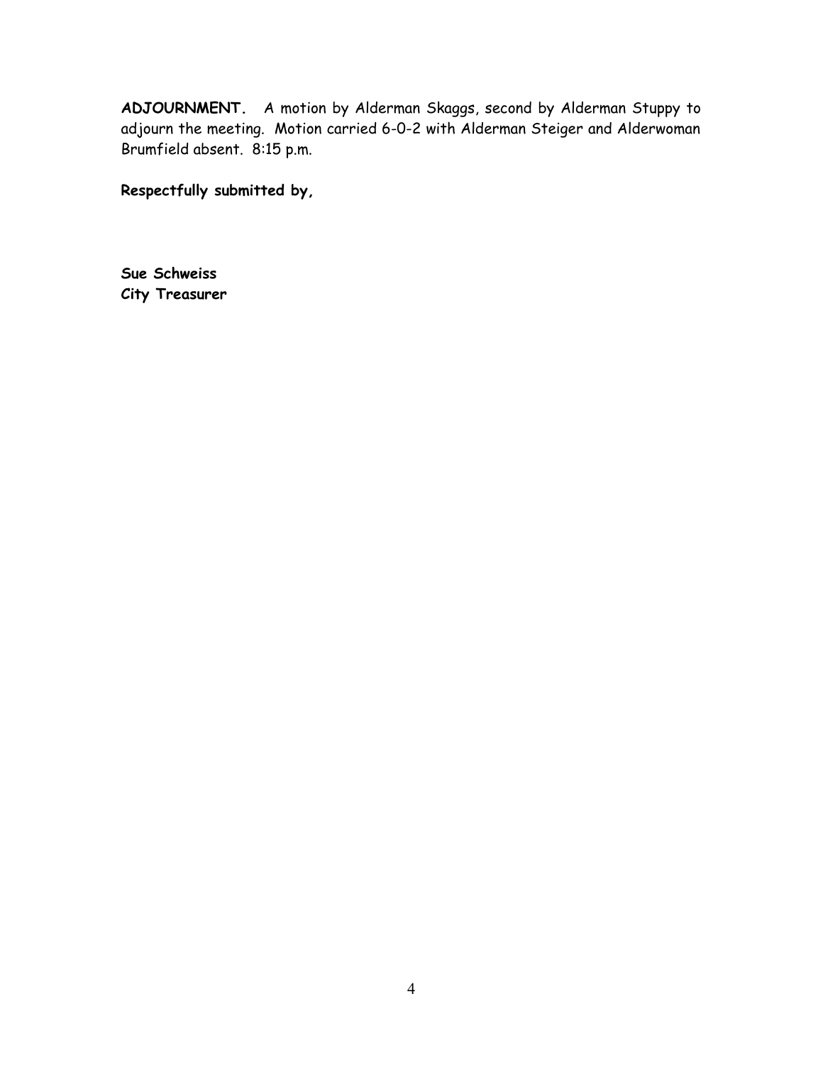**ADJOURNMENT.** A motion by Alderman Skaggs, second by Alderman Stuppy to adjourn the meeting. Motion carried 6-0-2 with Alderman Steiger and Alderwoman Brumfield absent. 8:15 p.m.

**Respectfully submitted by,**

**Sue Schweiss**
**City Treasurer**